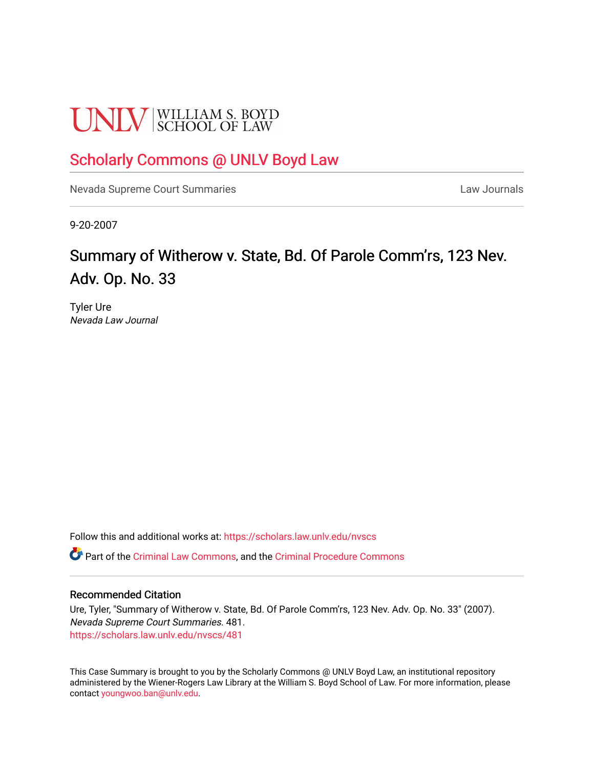UNLV | WILLIAM S. BOYD SCHOOL OF LAW

## Scholarly Commons @ UNLV Boyd Law

Nevada Supreme Court Summaries | Law Journals

9-20-2007

# Summary of Witherow v. State, Bd. Of Parole Comm'rs, 123 Nev. Adv. Op. No. 33

Tyler Ure
*Nevada Law Journal*

Follow this and additional works at: https://scholars.law.unlv.edu/nvscs

Part of the Criminal Law Commons, and the Criminal Procedure Commons

### Recommended Citation

Ure, Tyler, "Summary of Witherow v. State, Bd. Of Parole Comm'rs, 123 Nev. Adv. Op. No. 33" (2007). *Nevada Supreme Court Summaries*. 481.
https://scholars.law.unlv.edu/nvscs/481

This Case Summary is brought to you by the Scholarly Commons @ UNLV Boyd Law, an institutional repository administered by the Wiener-Rogers Law Library at the William S. Boyd School of Law. For more information, please contact youngwoo.ban@unlv.edu.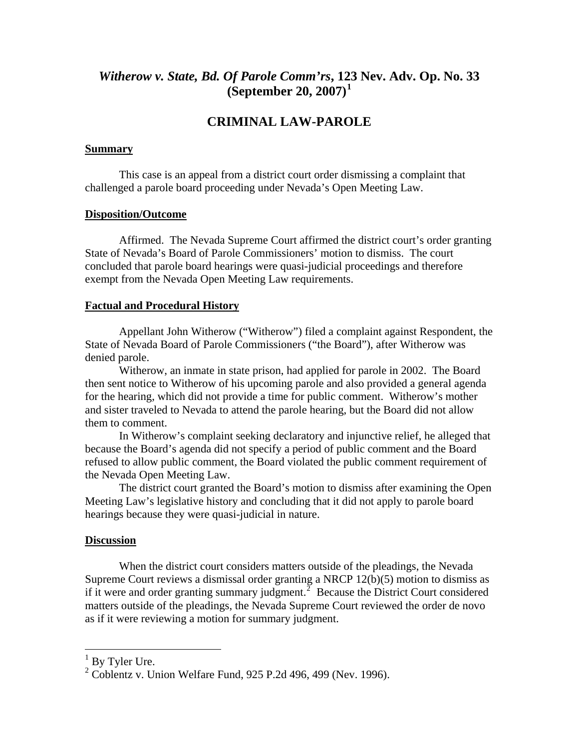## *Witherow v. State, Bd. Of Parole Comm'rs*, 123 Nev. Adv. Op. No. 33 (September 20, 2007)[1]

# CRIMINAL LAW-PAROLE

**Summary**

This case is an appeal from a district court order dismissing a complaint that challenged a parole board proceeding under Nevada's Open Meeting Law.

**Disposition/Outcome**

Affirmed. The Nevada Supreme Court affirmed the district court's order granting State of Nevada's Board of Parole Commissioners' motion to dismiss. The court concluded that parole board hearings were quasi-judicial proceedings and therefore exempt from the Nevada Open Meeting Law requirements.

**Factual and Procedural History**

Appellant John Witherow ("Witherow") filed a complaint against Respondent, the State of Nevada Board of Parole Commissioners ("the Board"), after Witherow was denied parole.

Witherow, an inmate in state prison, had applied for parole in 2002. The Board then sent notice to Witherow of his upcoming parole and also provided a general agenda for the hearing, which did not provide a time for public comment. Witherow's mother and sister traveled to Nevada to attend the parole hearing, but the Board did not allow them to comment.

In Witherow's complaint seeking declaratory and injunctive relief, he alleged that because the Board's agenda did not specify a period of public comment and the Board refused to allow public comment, the Board violated the public comment requirement of the Nevada Open Meeting Law.

The district court granted the Board's motion to dismiss after examining the Open Meeting Law's legislative history and concluding that it did not apply to parole board hearings because they were quasi-judicial in nature.

**Discussion**

When the district court considers matters outside of the pleadings, the Nevada Supreme Court reviews a dismissal order granting a NRCP 12(b)(5) motion to dismiss as if it were and order granting summary judgment.[2] Because the District Court considered matters outside of the pleadings, the Nevada Supreme Court reviewed the order de novo as if it were reviewing a motion for summary judgment.

---

[1] By Tyler Ure.

[2] Coblentz v. Union Welfare Fund, 925 P.2d 496, 499 (Nev. 1996).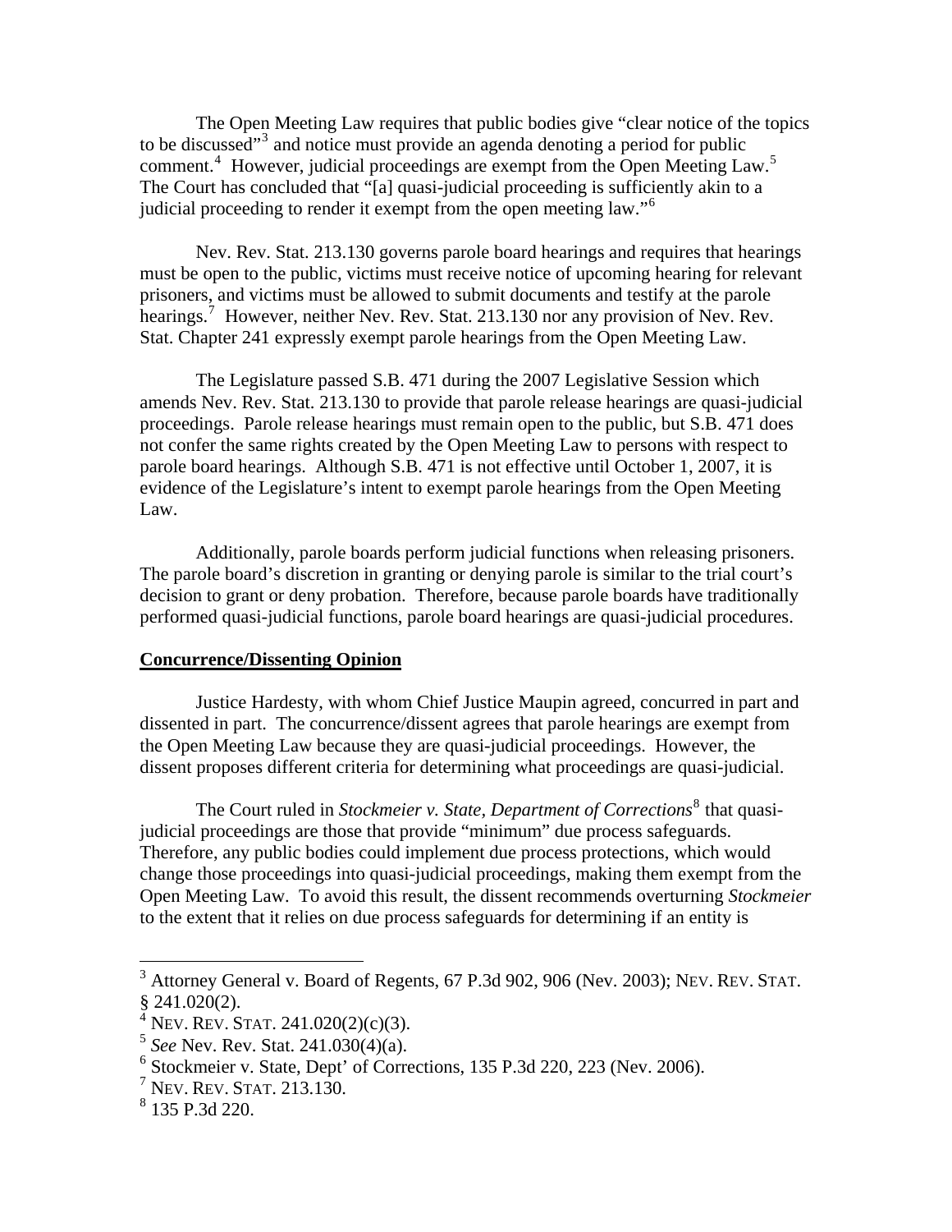The Open Meeting Law requires that public bodies give "clear notice of the topics to be discussed"[3] and notice must provide an agenda denoting a period for public comment.[4] However, judicial proceedings are exempt from the Open Meeting Law.[5] The Court has concluded that "[a] quasi-judicial proceeding is sufficiently akin to a judicial proceeding to render it exempt from the open meeting law."[6]

Nev. Rev. Stat. 213.130 governs parole board hearings and requires that hearings must be open to the public, victims must receive notice of upcoming hearing for relevant prisoners, and victims must be allowed to submit documents and testify at the parole hearings.[7] However, neither Nev. Rev. Stat. 213.130 nor any provision of Nev. Rev. Stat. Chapter 241 expressly exempt parole hearings from the Open Meeting Law.

The Legislature passed S.B. 471 during the 2007 Legislative Session which amends Nev. Rev. Stat. 213.130 to provide that parole release hearings are quasi-judicial proceedings. Parole release hearings must remain open to the public, but S.B. 471 does not confer the same rights created by the Open Meeting Law to persons with respect to parole board hearings. Although S.B. 471 is not effective until October 1, 2007, it is evidence of the Legislature's intent to exempt parole hearings from the Open Meeting Law.

Additionally, parole boards perform judicial functions when releasing prisoners. The parole board's discretion in granting or denying parole is similar to the trial court's decision to grant or deny probation. Therefore, because parole boards have traditionally performed quasi-judicial functions, parole board hearings are quasi-judicial procedures.

**Concurrence/Dissenting Opinion**

Justice Hardesty, with whom Chief Justice Maupin agreed, concurred in part and dissented in part. The concurrence/dissent agrees that parole hearings are exempt from the Open Meeting Law because they are quasi-judicial proceedings. However, the dissent proposes different criteria for determining what proceedings are quasi-judicial.

The Court ruled in *Stockmeier v. State, Department of Corrections*[8] that quasi-judicial proceedings are those that provide "minimum" due process safeguards. Therefore, any public bodies could implement due process protections, which would change those proceedings into quasi-judicial proceedings, making them exempt from the Open Meeting Law. To avoid this result, the dissent recommends overturning *Stockmeier* to the extent that it relies on due process safeguards for determining if an entity is

---

[3] Attorney General v. Board of Regents, 67 P.3d 902, 906 (Nev. 2003); NEV. REV. STAT. § 241.020(2).

[4] NEV. REV. STAT. 241.020(2)(c)(3).

[5] *See* Nev. Rev. Stat. 241.030(4)(a).

[6] Stockmeier v. State, Dept' of Corrections, 135 P.3d 220, 223 (Nev. 2006).

[7] NEV. REV. STAT. 213.130.

[8] 135 P.3d 220.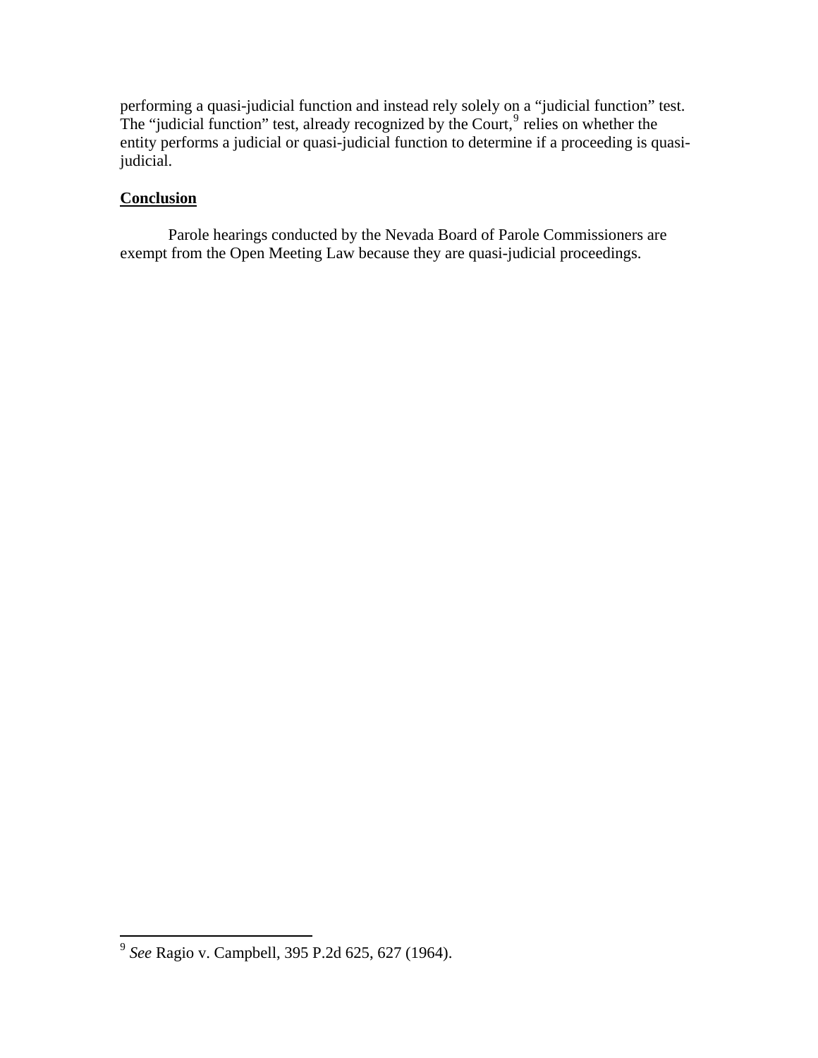performing a quasi-judicial function and instead rely solely on a "judicial function" test. The "judicial function" test, already recognized by the Court,[9] relies on whether the entity performs a judicial or quasi-judicial function to determine if a proceeding is quasi-judicial.

**Conclusion**

Parole hearings conducted by the Nevada Board of Parole Commissioners are exempt from the Open Meeting Law because they are quasi-judicial proceedings.

---

[9] *See* Ragio v. Campbell, 395 P.2d 625, 627 (1964).